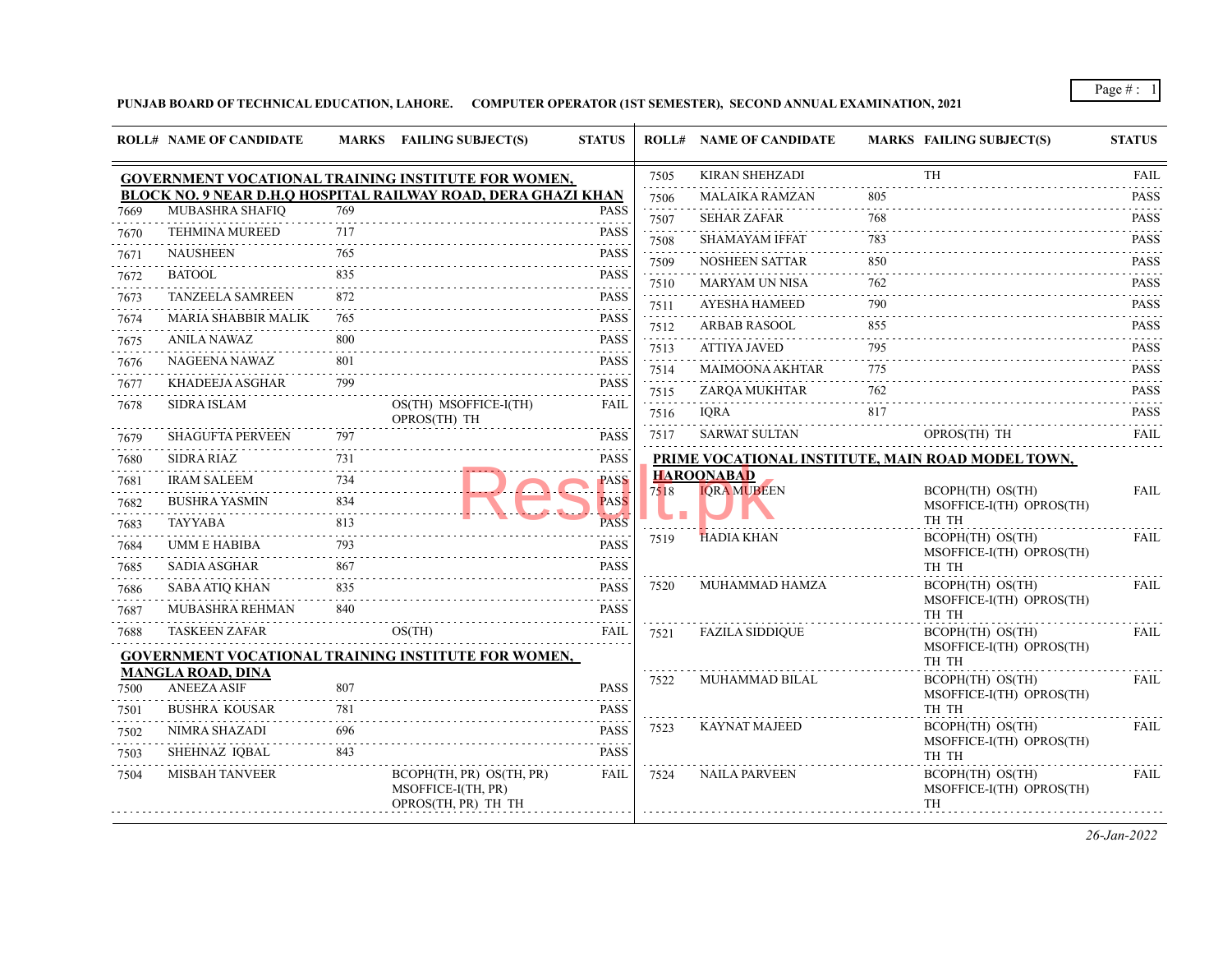**PUNJAB BOARD OF TECHNICAL EDUCATION, LAHORE. COMPUTER OPERATOR (1ST SEMESTER), SECOND ANNUAL EXAMINATION, 2021**

### GOVERNMENT VOCATIONAL TRAINING INSTITUTE FOR WOMEN, BLOCK NO. 9 NEAR D.H.Q HOSPITAL RAILWAY ROAD, DERA GHAZI KHAN

| ROLL# | NAME OF CANDIDATE | MARKS | FAILING SUBJECT(S) | STATUS |
|---|---|---|---|---|
| 7669 | MUBASHRA SHAFIQ | 769 | | PASS |
| 7670 | TEHMINA MUREED | 717 | | PASS |
| 7671 | NAUSHEEN | 765 | | PASS |
| 7672 | BATOOL | 835 | | PASS |
| 7673 | TANZEELA SAMREEN | 872 | | PASS |
| 7674 | MARIA SHABBIR MALIK | 765 | | PASS |
| 7675 | ANILA NAWAZ | 800 | | PASS |
| 7676 | NAGEENA NAWAZ | 801 | | PASS |
| 7677 | KHADEEJA ASGHAR | 799 | | PASS |
| 7678 | SIDRA ISLAM | | OS(TH) MSOFFICE-I(TH) OPROS(TH) TH | FAIL |
| 7679 | SHAGUFTA PERVEEN | 797 | | PASS |
| 7680 | SIDRA RIAZ | 731 | | PASS |
| 7681 | IRAM SALEEM | 734 | | PASS |
| 7682 | BUSHRA YASMIN | 834 | | PASS |
| 7683 | TAYYABA | 813 | | PASS |
| 7684 | UMM E HABIBA | 793 | | PASS |
| 7685 | SADIA ASGHAR | 867 | | PASS |
| 7686 | SABA ATIQ KHAN | 835 | | PASS |
| 7687 | MUBASHRA REHMAN | 840 | | PASS |
| 7688 | TASKEEN ZAFAR | | OS(TH) | FAIL |

### GOVERNMENT VOCATIONAL TRAINING INSTITUTE FOR WOMEN, MANGLA ROAD, DINA

| ROLL# | NAME OF CANDIDATE | MARKS | FAILING SUBJECT(S) | STATUS |
|---|---|---|---|---|
| 7500 | ANEEZA ASIF | 807 | | PASS |
| 7501 | BUSHRA KOUSAR | 781 | | PASS |
| 7502 | NIMRA SHAZADI | 696 | | PASS |
| 7503 | SHEHNAZ IQBAL | 843 | | PASS |
| 7504 | MISBAH TANVEER | | BCOPH(TH, PR) OS(TH, PR) MSOFFICE-I(TH, PR) OPROS(TH, PR) TH TH | FAIL |
| 7505 | KIRAN SHEHZADI | | TH | FAIL |
| 7506 | MALAIKA RAMZAN | 805 | | PASS |
| 7507 | SEHAR ZAFAR | 768 | | PASS |
| 7508 | SHAMAYAM IFFAT | 783 | | PASS |
| 7509 | NOSHEEN SATTAR | 850 | | PASS |
| 7510 | MARYAM UN NISA | 762 | | PASS |
| 7511 | AYESHA HAMEED | 790 | | PASS |
| 7512 | ARBAB RASOOL | 855 | | PASS |
| 7513 | ATTIYA JAVED | 795 | | PASS |
| 7514 | MAIMOONA AKHTAR | 775 | | PASS |
| 7515 | ZARQA MUKHTAR | 762 | | PASS |
| 7516 | IQRA | 817 | | PASS |
| 7517 | SARWAT SULTAN | | OPROS(TH) TH | FAIL |

### PRIME VOCATIONAL INSTITUTE, MAIN ROAD MODEL TOWN, HAROONABAD

| ROLL# | NAME OF CANDIDATE | MARKS | FAILING SUBJECT(S) | STATUS |
|---|---|---|---|---|
| 7518 | IQRA MUBEEN | | BCOPH(TH) OS(TH) MSOFFICE-I(TH) OPROS(TH) TH TH | FAIL |
| 7519 | HADIA KHAN | | BCOPH(TH) OS(TH) MSOFFICE-I(TH) OPROS(TH) TH TH | FAIL |
| 7520 | MUHAMMAD HAMZA | | BCOPH(TH) OS(TH) MSOFFICE-I(TH) OPROS(TH) TH TH | FAIL |
| 7521 | FAZILA SIDDIQUE | | BCOPH(TH) OS(TH) MSOFFICE-I(TH) OPROS(TH) TH TH | FAIL |
| 7522 | MUHAMMAD BILAL | | BCOPH(TH) OS(TH) MSOFFICE-I(TH) OPROS(TH) TH TH | FAIL |
| 7523 | KAYNAT MAJEED | | BCOPH(TH) OS(TH) MSOFFICE-I(TH) OPROS(TH) TH TH | FAIL |
| 7524 | NAILA PARVEEN | | BCOPH(TH) OS(TH) MSOFFICE-I(TH) OPROS(TH) TH | FAIL |

*26-Jan-2022*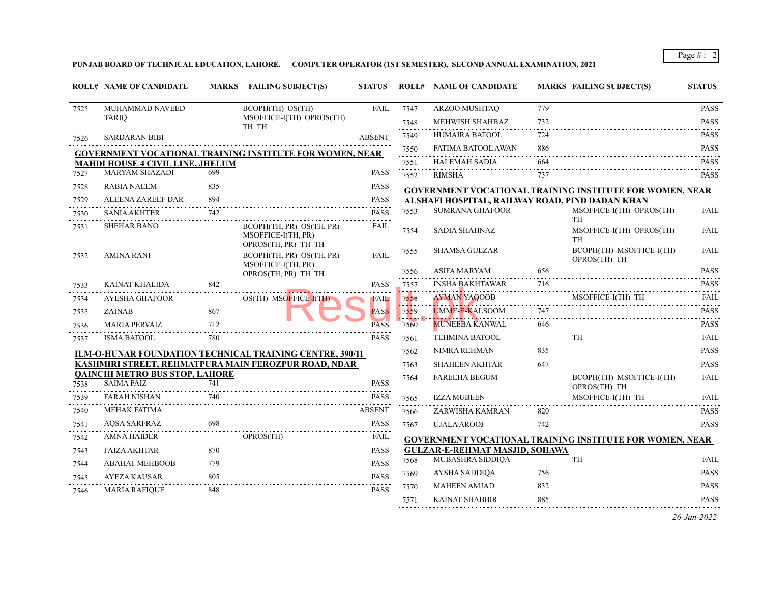**PUNJAB BOARD OF TECHNICAL EDUCATION, LAHORE. COMPUTER OPERATOR (1ST SEMESTER), SECOND ANNUAL EXAMINATION, 2021**

| ROLL# | NAME OF CANDIDATE | MARKS | FAILING SUBJECT(S) | STATUS |
|---|---|---|---|---|
| 7525 | MUHAMMAD NAVEED TARIQ | | BCOPH(TH) OS(TH) MSOFFICE-I(TH) OPROS(TH) TH TH | FAIL |
| 7526 | SARDARAN BIBI | | | ABSENT |
| **GOVERNMENT VOCATIONAL TRAINING INSTITUTE FOR WOMEN, NEAR MAHDI HOUSE 4 CIVIL LINE, JHELUM** | | | | |
| 7527 | MARYAM SHAZADI | 699 | | PASS |
| 7528 | RABIA NAEEM | 835 | | PASS |
| 7529 | ALEENA ZAREEF DAR | 894 | | PASS |
| 7530 | SANIA AKHTER | 742 | | PASS |
| 7531 | SHEHAR BANO | | BCOPH(TH, PR) OS(TH, PR) MSOFFICE-I(TH, PR) OPROS(TH, PR) TH TH | FAIL |
| 7532 | AMINA RANI | | BCOPH(TH, PR) OS(TH, PR) MSOFFICE-I(TH, PR) OPROS(TH, PR) TH TH | FAIL |
| 7533 | KAINAT KHALIDA | 842 | | PASS |
| 7534 | AYESHA GHAFOOR | | OS(TH) MSOFFICE-I(TH) | FAIL |
| 7535 | ZAINAB | 867 | | PASS |
| 7536 | MARIA PERVAIZ | 712 | | PASS |
| 7537 | ISMA BATOOL | 780 | | PASS |
| **ILM-O-HUNAR FOUNDATION TECHNICAL TRAINING CENTRE, 390/11 KASHMIRI STREET, REHMATPURA MAIN FEROZPUR ROAD, NDAR QAINCHI METRO BUS STOP, LAHORE** | | | | |
| 7538 | SAIMA FAIZ | 741 | | PASS |
| 7539 | FARAH NISHAN | 740 | | PASS |
| 7540 | MEHAK FATIMA | | | ABSENT |
| 7541 | AQSA SARFRAZ | 698 | | PASS |
| 7542 | AMNA HAIDER | | OPROS(TH) | FAIL |
| 7543 | FAIZA AKHTAR | 870 | | PASS |
| 7544 | ABAHAT MEHBOOB | 779 | | PASS |
| 7545 | AYEZA KAUSAR | 805 | | PASS |
| 7546 | MARIA RAFIQUE | 848 | | PASS |
| 7547 | ARZOO MUSHTAQ | 779 | | PASS |
| 7548 | MEHWISH SHAHBAZ | 732 | | PASS |
| 7549 | HUMAIRA BATOOL | 724 | | PASS |
| 7550 | FATIMA BATOOL AWAN | 886 | | PASS |
| 7551 | HALEMAH SADIA | 664 | | PASS |
| 7552 | RIMSHA | 737 | | PASS |
| **GOVERNMENT VOCATIONAL TRAINING INSTITUTE FOR WOMEN, NEAR ALSHAFI HOSPITAL, RAILWAY ROAD, PIND DADAN KHAN** | | | | |
| 7553 | SUMRANA GHAFOOR | | MSOFFICE-I(TH) OPROS(TH) TH | FAIL |
| 7554 | SADIA SHAHNAZ | | MSOFFICE-I(TH) OPROS(TH) TH | FAIL |
| 7555 | SHAMSA GULZAR | | BCOPH(TH) MSOFFICE-I(TH) OPROS(TH) TH | FAIL |
| 7556 | ASIFA MARYAM | 656 | | PASS |
| 7557 | INSHA BAKHTAWAR | 716 | | PASS |
| 7558 | AYMAN YAQOOB | | MSOFFICE-I(TH) TH | FAIL |
| 7559 | UMME-E-KALSOOM | 747 | | PASS |
| 7560 | MUNEEBA KANWAL | 646 | | PASS |
| 7561 | TEHMINA BATOOL | | TH | FAIL |
| 7562 | NIMRA REHMAN | 835 | | PASS |
| 7563 | SHAHEEN AKHTAR | 647 | | PASS |
| 7564 | FAREEHA BEGUM | | BCOPH(TH) MSOFFICE-I(TH) OPROS(TH) TH | FAIL |
| 7565 | IZZA MUBEEN | | MSOFFICE-I(TH) TH | FAIL |
| 7566 | ZARWISHA KAMRAN | 820 | | PASS |
| 7567 | UJALA AROOJ | 742 | | PASS |
| **GOVERNMENT VOCATIONAL TRAINING INSTITUTE FOR WOMEN, NEAR GULZAR-E-REHMAT MASJID, SOHAWA** | | | | |
| 7568 | MUBASHRA SIDDIQA | | TH | FAIL |
| 7569 | AYSHA SADDIQA | 756 | | PASS |
| 7570 | MAHEEN AMJAD | 832 | | PASS |
| 7571 | KAINAT SHABBIR | 885 | | PASS |

*26-Jan-2022*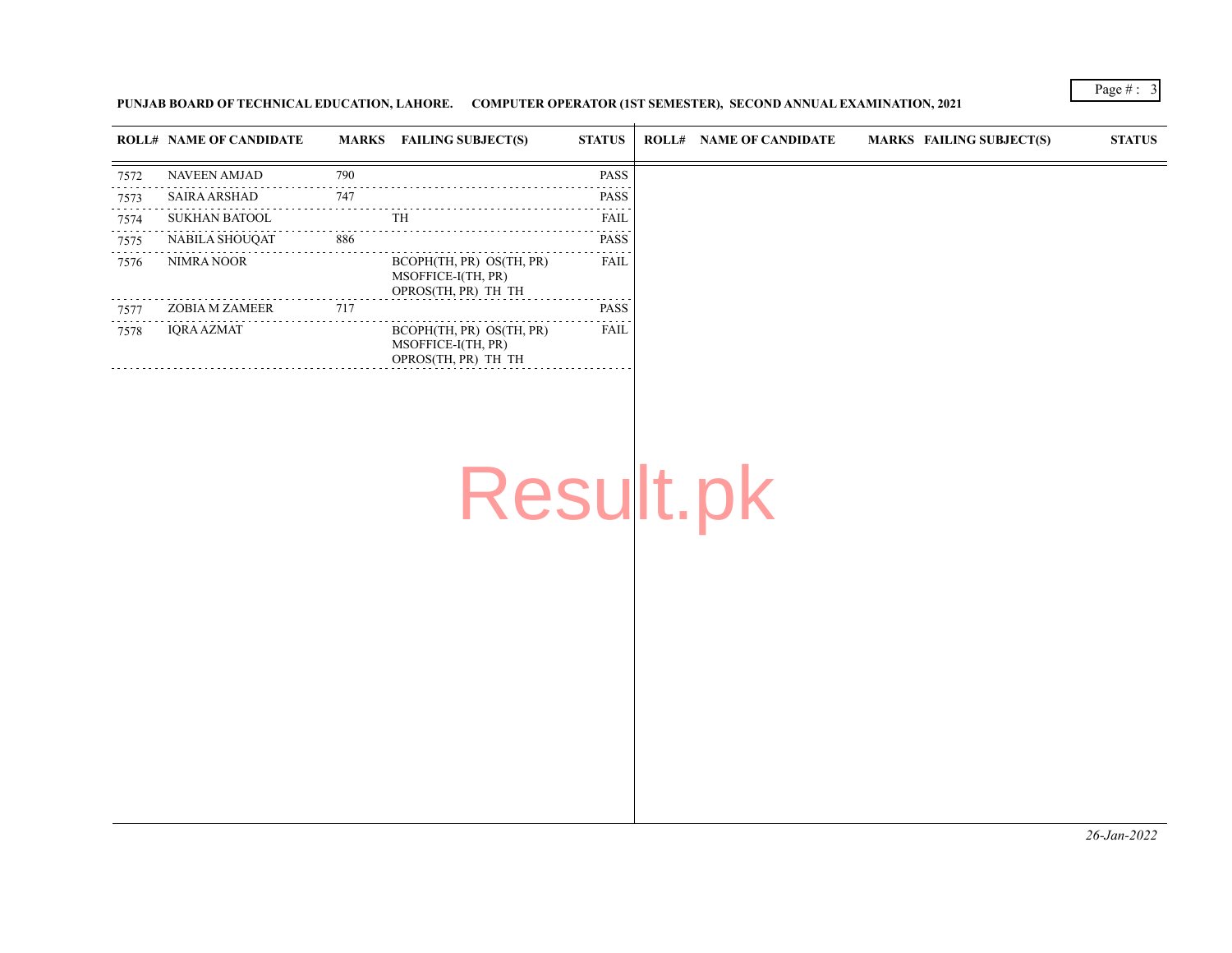**PUNJAB BOARD OF TECHNICAL EDUCATION, LAHORE. COMPUTER OPERATOR (1ST SEMESTER), SECOND ANNUAL EXAMINATION, 2021**

| ROLL# | NAME OF CANDIDATE | MARKS | FAILING SUBJECT(S) | STATUS |
|---|---|---|---|---|
| 7572 | NAVEEN AMJAD | 790 | | PASS |
| 7573 | SAIRA ARSHAD | 747 | | PASS |
| 7574 | SUKHAN BATOOL | | TH | FAIL |
| 7575 | NABILA SHOUQAT | 886 | | PASS |
| 7576 | NIMRA NOOR | | BCOPH(TH, PR) OS(TH, PR) MSOFFICE-I(TH, PR) OPROS(TH, PR) TH TH | FAIL |
| 7577 | ZOBIA M ZAMEER | 717 | | PASS |
| 7578 | IQRA AZMAT | | BCOPH(TH, PR) OS(TH, PR) MSOFFICE-I(TH, PR) OPROS(TH, PR) TH TH | FAIL |

*26-Jan-2022*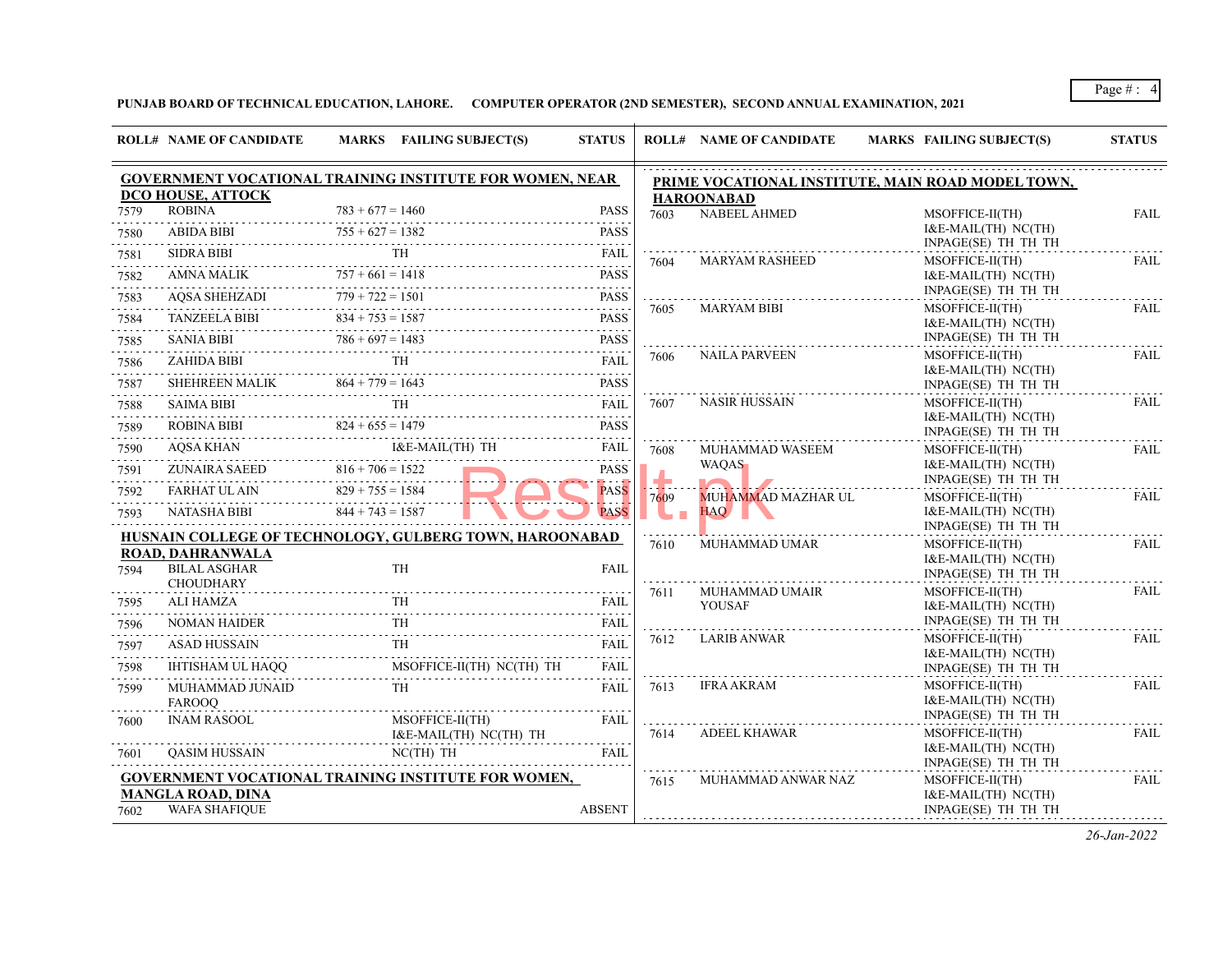**PUNJAB BOARD OF TECHNICAL EDUCATION, LAHORE. COMPUTER OPERATOR (2ND SEMESTER), SECOND ANNUAL EXAMINATION, 2021**

**GOVERNMENT VOCATIONAL TRAINING INSTITUTE FOR WOMEN, NEAR DCO HOUSE, ATTOCK**

| ROLL# | NAME OF CANDIDATE | MARKS | FAILING SUBJECT(S) | STATUS |
|---|---|---|---|---|
| 7579 | ROBINA | 783 + 677 = 1460 | | PASS |
| 7580 | ABIDA BIBI | 755 + 627 = 1382 | | PASS |
| 7581 | SIDRA BIBI | | TH | FAIL |
| 7582 | AMNA MALIK | 757 + 661 = 1418 | | PASS |
| 7583 | AQSA SHEHZADI | 779 + 722 = 1501 | | PASS |
| 7584 | TANZEELA BIBI | 834 + 753 = 1587 | | PASS |
| 7585 | SANIA BIBI | 786 + 697 = 1483 | | PASS |
| 7586 | ZAHIDA BIBI | | TH | FAIL |
| 7587 | SHEHREEN MALIK | 864 + 779 = 1643 | | PASS |
| 7588 | SAIMA BIBI | | TH | FAIL |
| 7589 | ROBINA BIBI | 824 + 655 = 1479 | | PASS |
| 7590 | AQSA KHAN | | I&E-MAIL(TH) TH | FAIL |
| 7591 | ZUNAIRA SAEED | 816 + 706 = 1522 | | PASS |
| 7592 | FARHAT UL AIN | 829 + 755 = 1584 | | PASS |
| 7593 | NATASHA BIBI | 844 + 743 = 1587 | | PASS |

**HUSNAIN COLLEGE OF TECHNOLOGY, GULBERG TOWN, HAROONABAD ROAD, DAHRANWALA**

| ROLL# | NAME OF CANDIDATE | MARKS | FAILING SUBJECT(S) | STATUS |
|---|---|---|---|---|
| 7594 | BILAL ASGHAR CHOUDHARY | | TH | FAIL |
| 7595 | ALI HAMZA | | TH | FAIL |
| 7596 | NOMAN HAIDER | | TH | FAIL |
| 7597 | ASAD HUSSAIN | | TH | FAIL |
| 7598 | IHTISHAM UL HAQQ | | MSOFFICE-II(TH) NC(TH) TH | FAIL |
| 7599 | MUHAMMAD JUNAID FAROOQ | | TH | FAIL |
| 7600 | INAM RASOOL | | MSOFFICE-II(TH) I&E-MAIL(TH) NC(TH) TH | FAIL |
| 7601 | QASIM HUSSAIN | | NC(TH) TH | FAIL |

**GOVERNMENT VOCATIONAL TRAINING INSTITUTE FOR WOMEN, MANGLA ROAD, DINA**

| ROLL# | NAME OF CANDIDATE | MARKS | FAILING SUBJECT(S) | STATUS |
|---|---|---|---|---|
| 7602 | WAFA SHAFIQUE | | | ABSENT |

**PRIME VOCATIONAL INSTITUTE, MAIN ROAD MODEL TOWN, HAROONABAD**

| ROLL# | NAME OF CANDIDATE | MARKS | FAILING SUBJECT(S) | STATUS |
|---|---|---|---|---|
| 7603 | NABEEL AHMED | | MSOFFICE-II(TH) I&E-MAIL(TH) NC(TH) INPAGE(SE) TH TH TH | FAIL |
| 7604 | MARYAM RASHEED | | MSOFFICE-II(TH) I&E-MAIL(TH) NC(TH) INPAGE(SE) TH TH TH | FAIL |
| 7605 | MARYAM BIBI | | MSOFFICE-II(TH) I&E-MAIL(TH) NC(TH) INPAGE(SE) TH TH TH | FAIL |
| 7606 | NAILA PARVEEN | | MSOFFICE-II(TH) I&E-MAIL(TH) NC(TH) INPAGE(SE) TH TH TH | FAIL |
| 7607 | NASIR HUSSAIN | | MSOFFICE-II(TH) I&E-MAIL(TH) NC(TH) INPAGE(SE) TH TH TH | FAIL |
| 7608 | MUHAMMAD WASEEM WAQAS | | MSOFFICE-II(TH) I&E-MAIL(TH) NC(TH) INPAGE(SE) TH TH TH | FAIL |
| 7609 | MUHAMMAD MAZHAR UL HAQ | | MSOFFICE-II(TH) I&E-MAIL(TH) NC(TH) INPAGE(SE) TH TH TH | FAIL |
| 7610 | MUHAMMAD UMAR | | MSOFFICE-II(TH) I&E-MAIL(TH) NC(TH) INPAGE(SE) TH TH TH | FAIL |
| 7611 | MUHAMMAD UMAIR YOUSAF | | MSOFFICE-II(TH) I&E-MAIL(TH) NC(TH) INPAGE(SE) TH TH TH | FAIL |
| 7612 | LARIB ANWAR | | MSOFFICE-II(TH) I&E-MAIL(TH) NC(TH) INPAGE(SE) TH TH TH | FAIL |
| 7613 | IFRA AKRAM | | MSOFFICE-II(TH) I&E-MAIL(TH) NC(TH) INPAGE(SE) TH TH TH | FAIL |
| 7614 | ADEEL KHAWAR | | MSOFFICE-II(TH) I&E-MAIL(TH) NC(TH) INPAGE(SE) TH TH TH | FAIL |
| 7615 | MUHAMMAD ANWAR NAZ | | MSOFFICE-II(TH) I&E-MAIL(TH) NC(TH) INPAGE(SE) TH TH TH | FAIL |

*26-Jan-2022*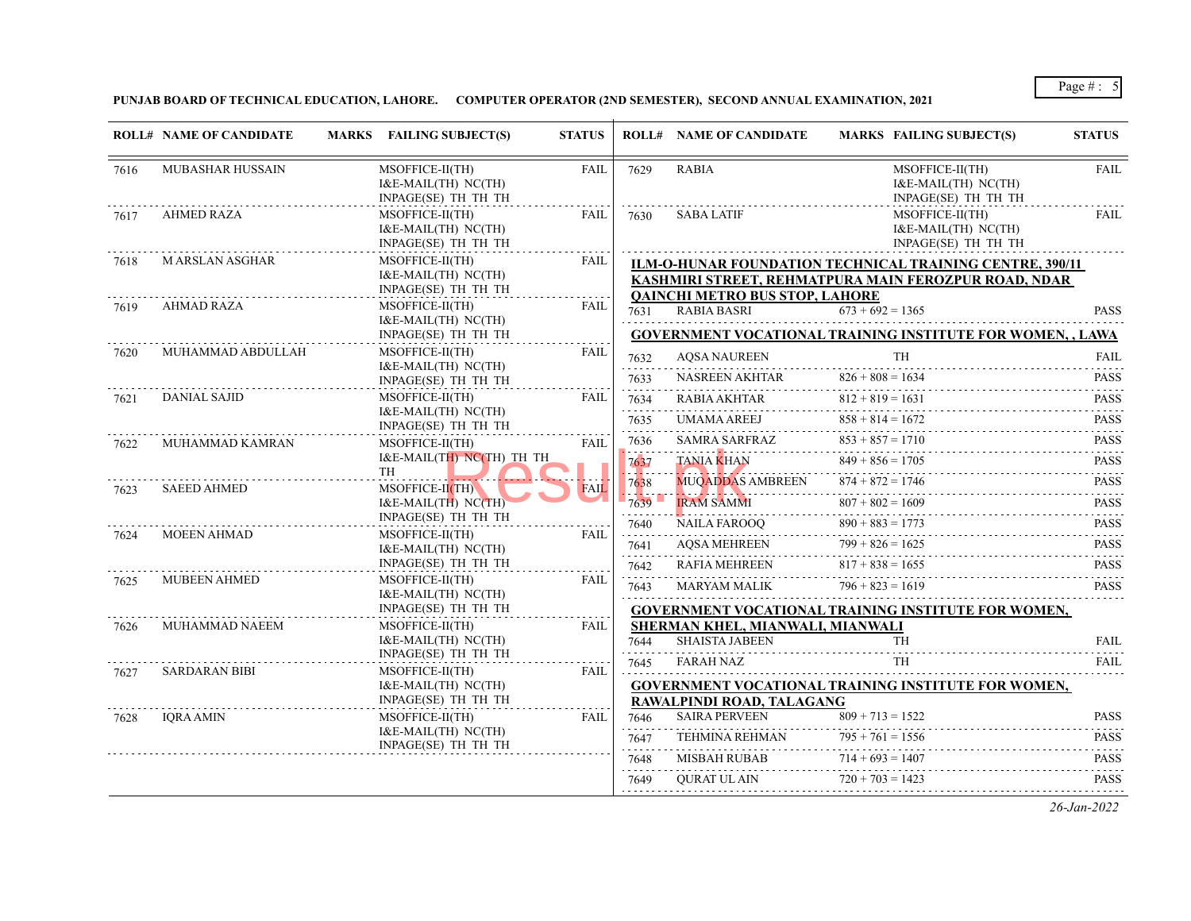**PUNJAB BOARD OF TECHNICAL EDUCATION, LAHORE. COMPUTER OPERATOR (2ND SEMESTER), SECOND ANNUAL EXAMINATION, 2021**

| ROLL# | NAME OF CANDIDATE | MARKS | FAILING SUBJECT(S) | STATUS |
|---|---|---|---|---|
| 7616 | MUBASHAR HUSSAIN | | MSOFFICE-II(TH) I&E-MAIL(TH) NC(TH) INPAGE(SE) TH TH TH | FAIL |
| 7617 | AHMED RAZA | | MSOFFICE-II(TH) I&E-MAIL(TH) NC(TH) INPAGE(SE) TH TH TH | FAIL |
| 7618 | M ARSLAN ASGHAR | | MSOFFICE-II(TH) I&E-MAIL(TH) NC(TH) INPAGE(SE) TH TH TH | FAIL |
| 7619 | AHMAD RAZA | | MSOFFICE-II(TH) I&E-MAIL(TH) NC(TH) INPAGE(SE) TH TH TH | FAIL |
| 7620 | MUHAMMAD ABDULLAH | | MSOFFICE-II(TH) I&E-MAIL(TH) NC(TH) INPAGE(SE) TH TH TH | FAIL |
| 7621 | DANIAL SAJID | | MSOFFICE-II(TH) I&E-MAIL(TH) NC(TH) INPAGE(SE) TH TH TH | FAIL |
| 7622 | MUHAMMAD KAMRAN | | MSOFFICE-II(TH) I&E-MAIL(TH) NC(TH) TH TH TH | FAIL |
| 7623 | SAEED AHMED | | MSOFFICE-II(TH) I&E-MAIL(TH) NC(TH) INPAGE(SE) TH TH TH | FAIL |
| 7624 | MOEEN AHMAD | | MSOFFICE-II(TH) I&E-MAIL(TH) NC(TH) INPAGE(SE) TH TH TH | FAIL |
| 7625 | MUBEEN AHMED | | MSOFFICE-II(TH) I&E-MAIL(TH) NC(TH) INPAGE(SE) TH TH TH | FAIL |
| 7626 | MUHAMMAD NAEEM | | MSOFFICE-II(TH) I&E-MAIL(TH) NC(TH) INPAGE(SE) TH TH TH | FAIL |
| 7627 | SARDARAN BIBI | | MSOFFICE-II(TH) I&E-MAIL(TH) NC(TH) INPAGE(SE) TH TH TH | FAIL |
| 7628 | IQRA AMIN | | MSOFFICE-II(TH) I&E-MAIL(TH) NC(TH) INPAGE(SE) TH TH TH | FAIL |
| 7629 | RABIA | | MSOFFICE-II(TH) I&E-MAIL(TH) NC(TH) INPAGE(SE) TH TH TH | FAIL |
| 7630 | SABA LATIF | | MSOFFICE-II(TH) I&E-MAIL(TH) NC(TH) INPAGE(SE) TH TH TH | FAIL |

**ILM-O-HUNAR FOUNDATION TECHNICAL TRAINING CENTRE, 390/11 KASHMIRI STREET, REHMATPURA MAIN FEROZPUR ROAD, NDAR QAINCHI METRO BUS STOP, LAHORE**

| ROLL# | NAME OF CANDIDATE | MARKS | FAILING SUBJECT(S) | STATUS |
|---|---|---|---|---|
| 7631 | RABIA BASRI | 673 + 692 = 1365 | | PASS |

**GOVERNMENT VOCATIONAL TRAINING INSTITUTE FOR WOMEN, , LAWA**

| ROLL# | NAME OF CANDIDATE | MARKS | FAILING SUBJECT(S) | STATUS |
|---|---|---|---|---|
| 7632 | AQSA NAUREEN | TH | | FAIL |
| 7633 | NASREEN AKHTAR | 826 + 808 = 1634 | | PASS |
| 7634 | RABIA AKHTAR | 812 + 819 = 1631 | | PASS |
| 7635 | UMAMA AREEJ | 858 + 814 = 1672 | | PASS |
| 7636 | SAMRA SARFRAZ | 853 + 857 = 1710 | | PASS |
| 7637 | TANIA KHAN | 849 + 856 = 1705 | | PASS |
| 7638 | MUQADDAS AMBREEN | 874 + 872 = 1746 | | PASS |
| 7639 | IRAM SAMMI | 807 + 802 = 1609 | | PASS |
| 7640 | NAILA FAROOQ | 890 + 883 = 1773 | | PASS |
| 7641 | AQSA MEHREEN | 799 + 826 = 1625 | | PASS |
| 7642 | RAFIA MEHREEN | 817 + 838 = 1655 | | PASS |
| 7643 | MARYAM MALIK | 796 + 823 = 1619 | | PASS |

**GOVERNMENT VOCATIONAL TRAINING INSTITUTE FOR WOMEN, SHERMAN KHEL, MIANWALI, MIANWALI**

| ROLL# | NAME OF CANDIDATE | MARKS | FAILING SUBJECT(S) | STATUS |
|---|---|---|---|---|
| 7644 | SHAISTA JABEEN | TH | | FAIL |
| 7645 | FARAH NAZ | TH | | FAIL |

**GOVERNMENT VOCATIONAL TRAINING INSTITUTE FOR WOMEN, RAWALPINDI ROAD, TALAGANG**

| ROLL# | NAME OF CANDIDATE | MARKS | FAILING SUBJECT(S) | STATUS |
|---|---|---|---|---|
| 7646 | SAIRA PERVEEN | 809 + 713 = 1522 | | PASS |
| 7647 | TEHMINA REHMAN | 795 + 761 = 1556 | | PASS |
| 7648 | MISBAH RUBAB | 714 + 693 = 1407 | | PASS |
| 7649 | QURAT UL AIN | 720 + 703 = 1423 | | PASS |

*26-Jan-2022*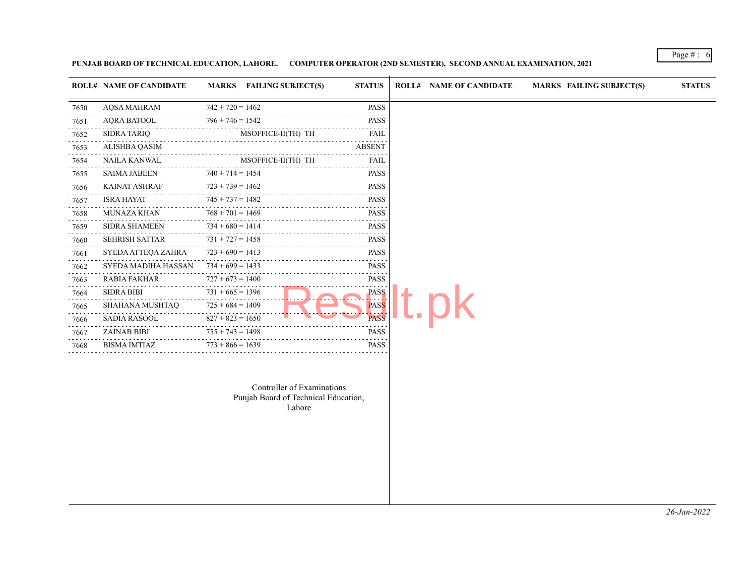**PUNJAB BOARD OF TECHNICAL EDUCATION, LAHORE. COMPUTER OPERATOR (2ND SEMESTER), SECOND ANNUAL EXAMINATION, 2021**

| ROLL# | NAME OF CANDIDATE | MARKS | FAILING SUBJECT(S) | STATUS |
|---|---|---|---|---|
| 7650 | AQSA MAHRAM | 742 + 720 = 1462 | | PASS |
| 7651 | AQRA BATOOL | 796 + 746 = 1542 | | PASS |
| 7652 | SIDRA TARIQ | | MSOFFICE-II(TH) TH | FAIL |
| 7653 | ALISHBA QASIM | | | ABSENT |
| 7654 | NAILA KANWAL | | MSOFFICE-II(TH) TH | FAIL |
| 7655 | SAIMA JABEEN | 740 + 714 = 1454 | | PASS |
| 7656 | KAINAT ASHRAF | 723 + 739 = 1462 | | PASS |
| 7657 | ISRA HAYAT | 745 + 737 = 1482 | | PASS |
| 7658 | MUNAZA KHAN | 768 + 701 = 1469 | | PASS |
| 7659 | SIDRA SHAMEEN | 734 + 680 = 1414 | | PASS |
| 7660 | SEHRISH SATTAR | 731 + 727 = 1458 | | PASS |
| 7661 | SYEDA ATTEQA ZAHRA | 723 + 690 = 1413 | | PASS |
| 7662 | SYEDA MADIHA HASSAN | 734 + 699 = 1433 | | PASS |
| 7663 | RABIA FAKHAR | 727 + 673 = 1400 | | PASS |
| 7664 | SIDRA BIBI | 731 + 665 = 1396 | | PASS |
| 7665 | SHAHANA MUSHTAQ | 725 + 684 = 1409 | | PASS |
| 7666 | SADIA RASOOL | 827 + 823 = 1650 | | PASS |
| 7667 | ZAINAB BIBI | 755 + 743 = 1498 | | PASS |
| 7668 | BISMA IMTIAZ | 773 + 866 = 1639 | | PASS |

Controller of Examinations
Punjab Board of Technical Education,
Lahore

*26-Jan-2022*